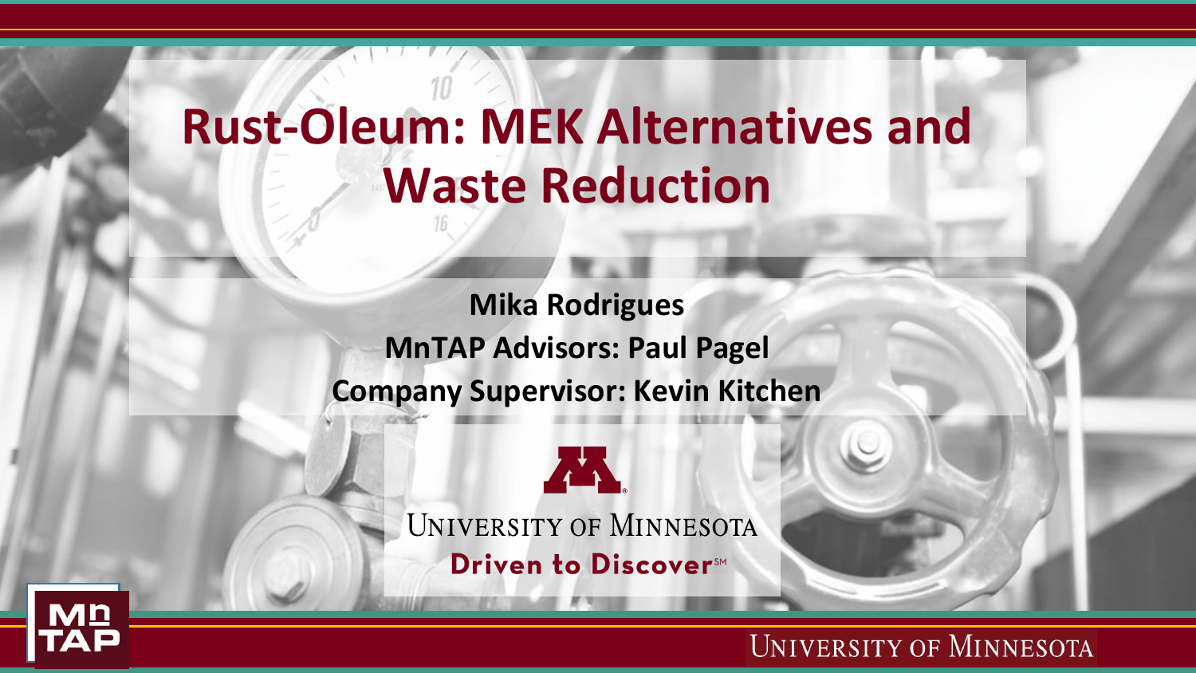# Rust-Oleum: MEK Alternatives and Waste Reduction

**Mika Rodrigues**

**MnTAP Advisors: Paul Pagel**

**Company Supervisor: Kevin Kitchen**

University of Minnesota

Driven to Discover℠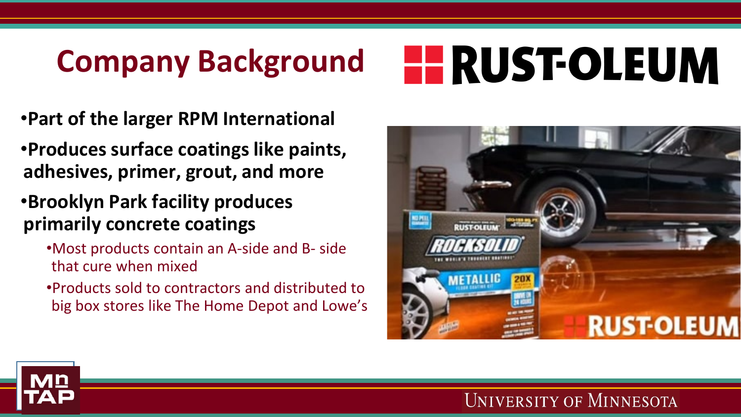# Company Background

RUST-OLEUM

- **Part of the larger RPM International**
- **Produces surface coatings like paints, adhesives, primer, grout, and more**
- **Brooklyn Park facility produces primarily concrete coatings**
  - Most products contain an A-side and B- side that cure when mixed
  - Products sold to contractors and distributed to big box stores like The Home Depot and Lowe's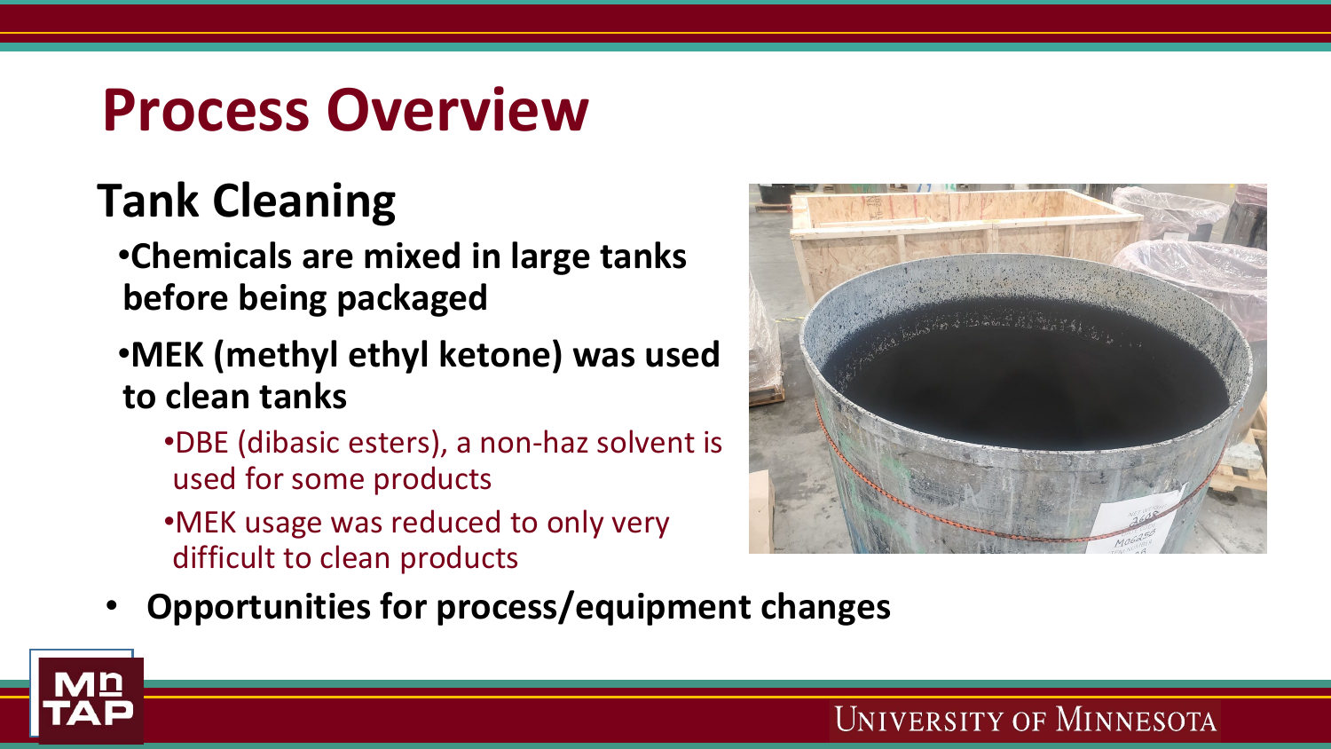# Process Overview

## Tank Cleaning

- **Chemicals are mixed in large tanks before being packaged**
- **MEK (methyl ethyl ketone) was used to clean tanks**
  - DBE (dibasic esters), a non-haz solvent is used for some products
  - MEK usage was reduced to only very difficult to clean products
- **Opportunities for process/equipment changes**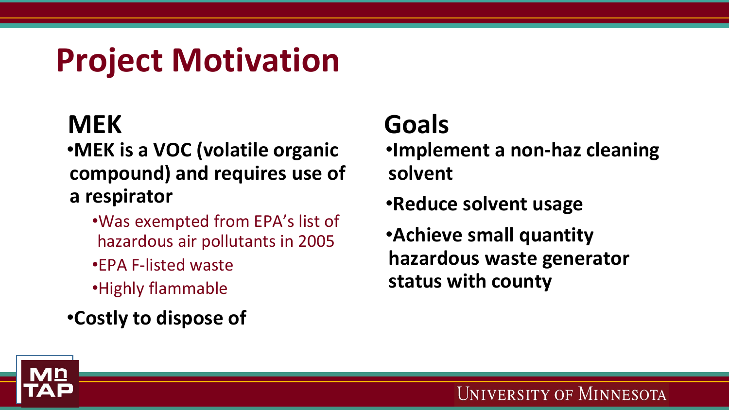# Project Motivation

## MEK

- **MEK is a VOC (volatile organic compound) and requires use of a respirator**
  - Was exempted from EPA's list of hazardous air pollutants in 2005
  - EPA F-listed waste
  - Highly flammable
- **Costly to dispose of**

## Goals

- **Implement a non-haz cleaning solvent**
- **Reduce solvent usage**
- **Achieve small quantity hazardous waste generator status with county**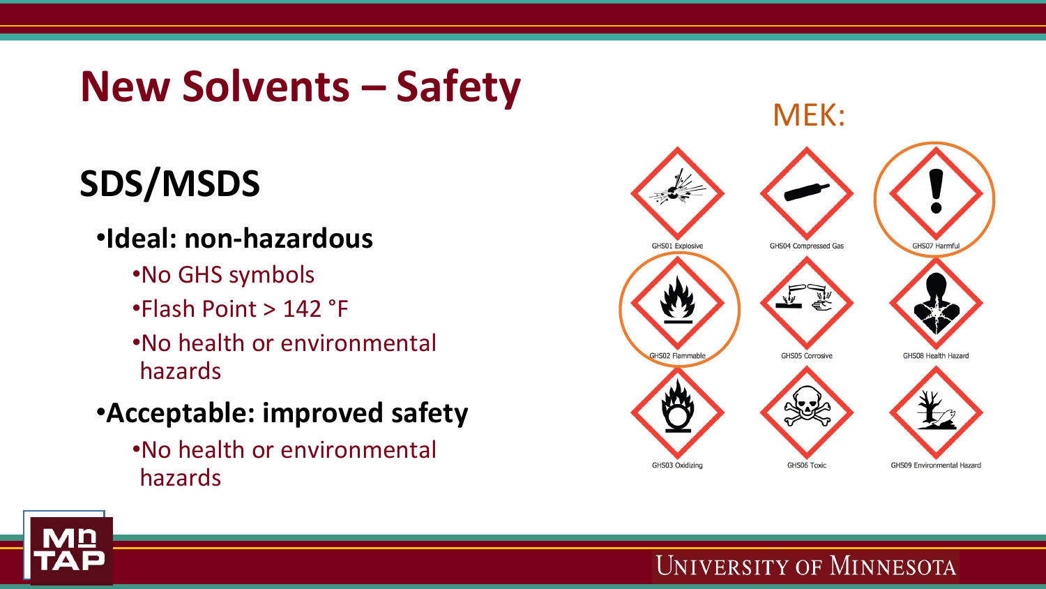# New Solvents – Safety

## SDS/MSDS

- **Ideal: non-hazardous**
  - No GHS symbols
  - Flash Point > 142 °F
  - No health or environmental hazards
- **Acceptable: improved safety**
  - No health or environmental hazards

MEK:

GHS01 Explosive

GHS04 Compressed Gas

GHS07 Harmful

GHS02 Flammable

GHS05 Corrosive

GHS08 Health Hazard

GHS03 Oxidizing

GHS06 Toxic

GHS09 Environmental Hazard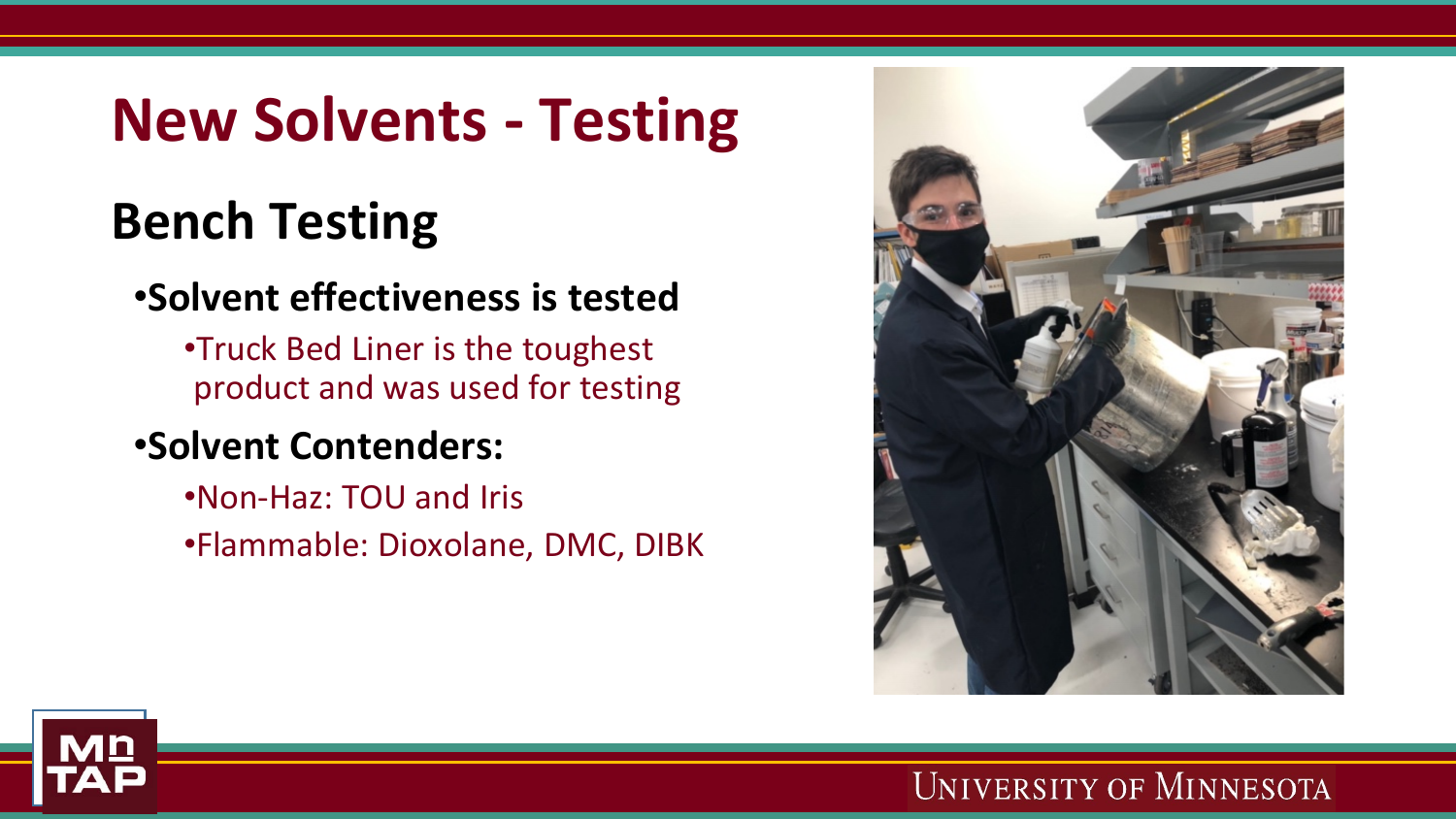# New Solvents - Testing

## Bench Testing

- **Solvent effectiveness is tested**
  - Truck Bed Liner is the toughest product and was used for testing
- **Solvent Contenders:**
  - Non-Haz: TOU and Iris
  - Flammable: Dioxolane, DMC, DIBK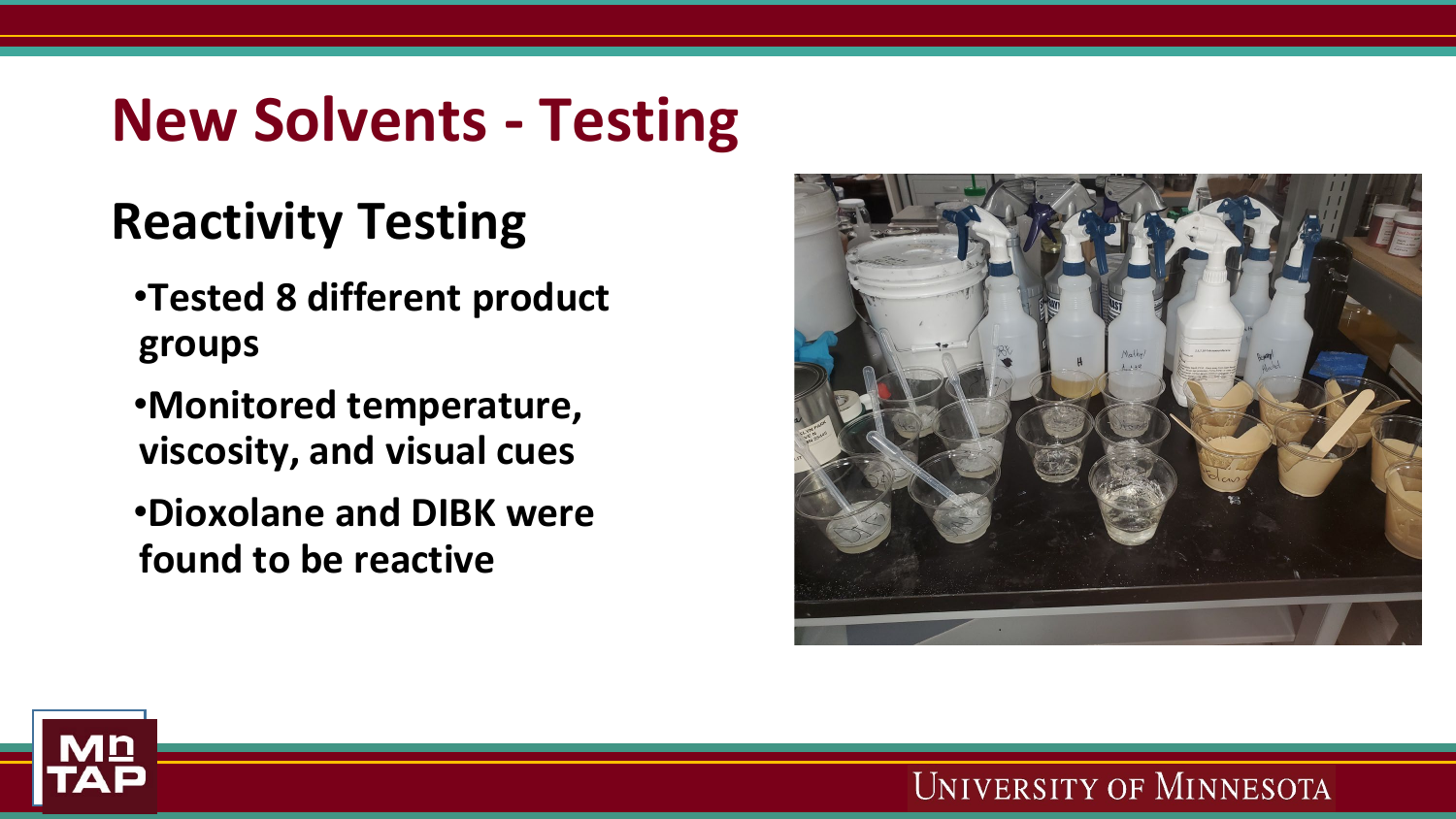# New Solvents - Testing

## Reactivity Testing

- **Tested 8 different product groups**
- **Monitored temperature, viscosity, and visual cues**
- **Dioxolane and DIBK were found to be reactive**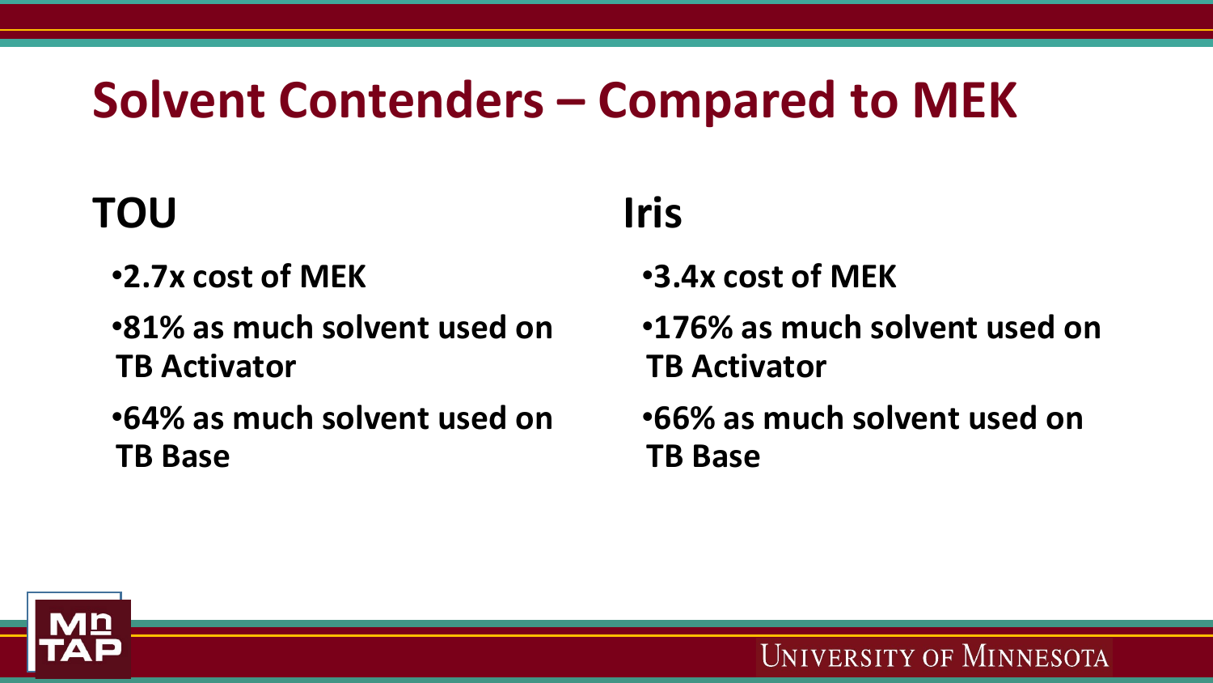# Solvent Contenders – Compared to MEK

## TOU

- 2.7x cost of MEK
- 81% as much solvent used on TB Activator
- 64% as much solvent used on TB Base

## Iris

- 3.4x cost of MEK
- 176% as much solvent used on TB Activator
- 66% as much solvent used on TB Base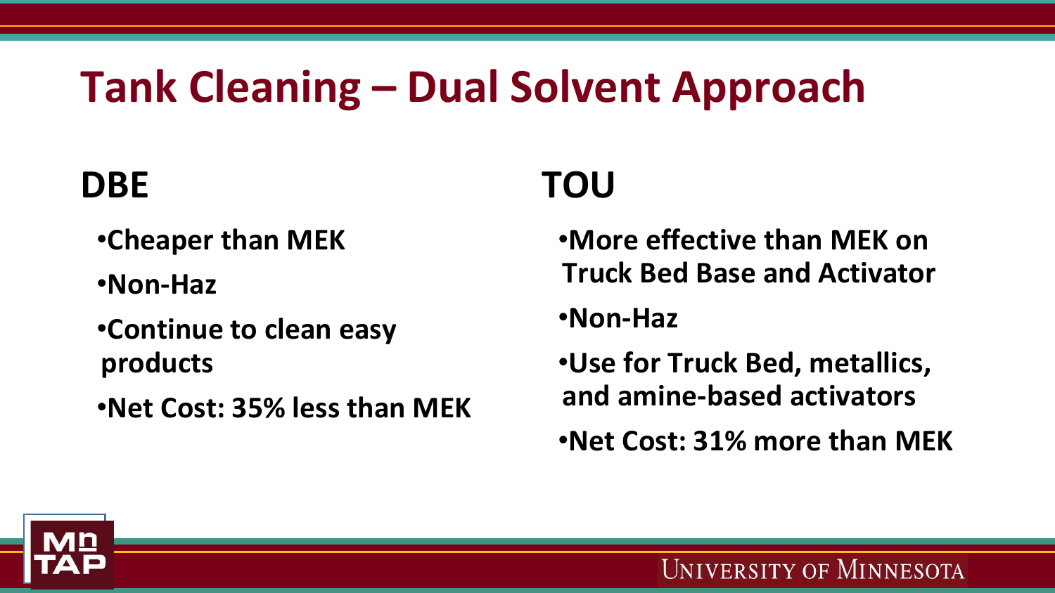# Tank Cleaning – Dual Solvent Approach

## DBE

- Cheaper than MEK
- Non-Haz
- Continue to clean easy products
- Net Cost: 35% less than MEK

## TOU

- More effective than MEK on Truck Bed Base and Activator
- Non-Haz
- Use for Truck Bed, metallics, and amine-based activators
- Net Cost: 31% more than MEK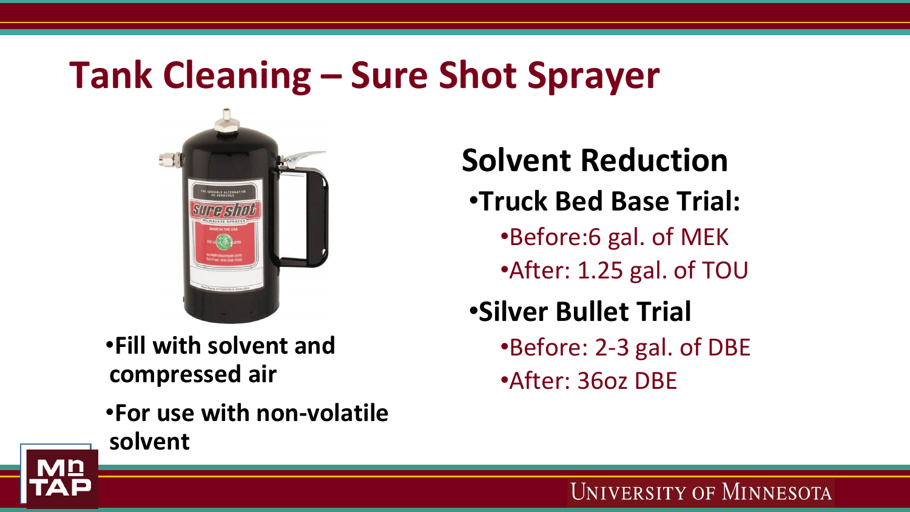# Tank Cleaning – Sure Shot Sprayer

- **Fill with solvent and compressed air**
- **For use with non-volatile solvent**

## Solvent Reduction

- **Truck Bed Base Trial:**
  - Before:6 gal. of MEK
  - After: 1.25 gal. of TOU
- **Silver Bullet Trial**
  - Before: 2-3 gal. of DBE
  - After: 36oz DBE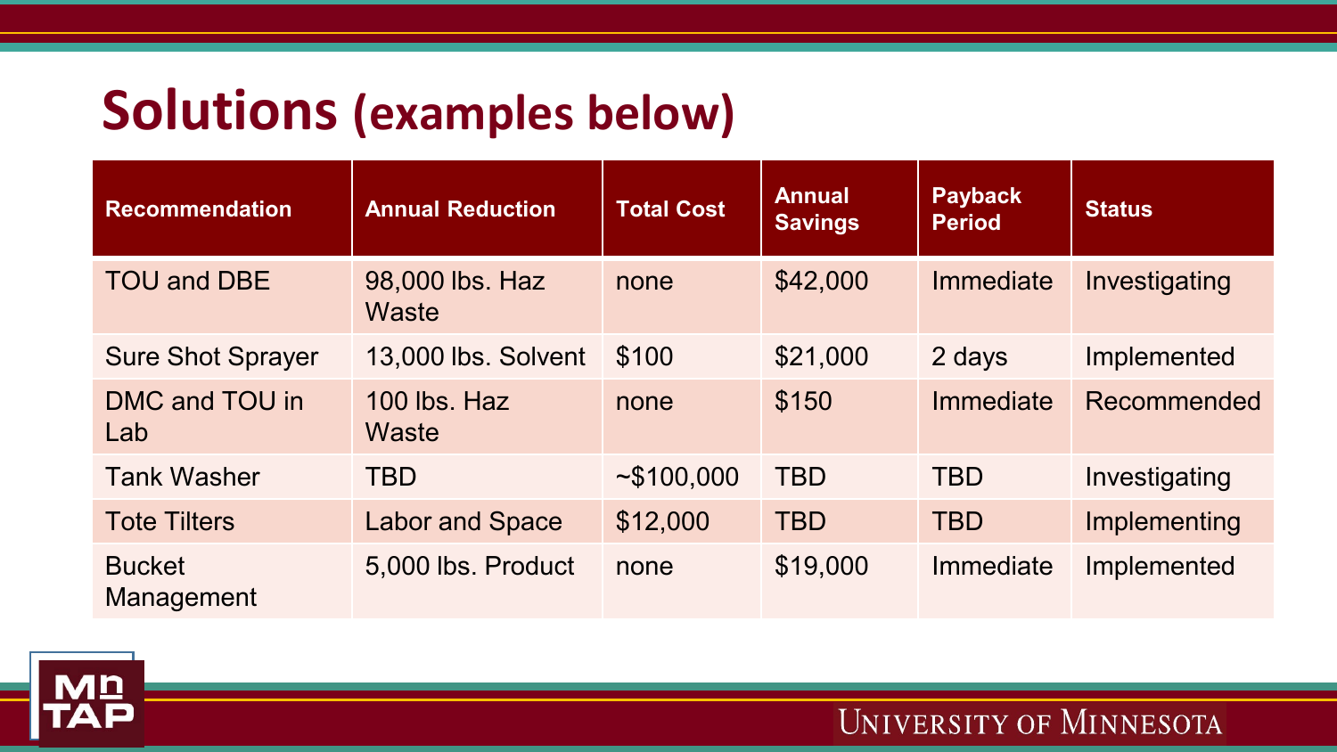# Solutions (examples below)

| Recommendation | Annual Reduction | Total Cost | Annual Savings | Payback Period | Status |
| --- | --- | --- | --- | --- | --- |
| TOU and DBE | 98,000 lbs. Haz Waste | none | $42,000 | Immediate | Investigating |
| Sure Shot Sprayer | 13,000 lbs. Solvent | $100 | $21,000 | 2 days | Implemented |
| DMC and TOU in Lab | 100 lbs. Haz Waste | none | $150 | Immediate | Recommended |
| Tank Washer | TBD | ~$100,000 | TBD | TBD | Investigating |
| Tote Tilters | Labor and Space | $12,000 | TBD | TBD | Implementing |
| Bucket Management | 5,000 lbs. Product | none | $19,000 | Immediate | Implemented |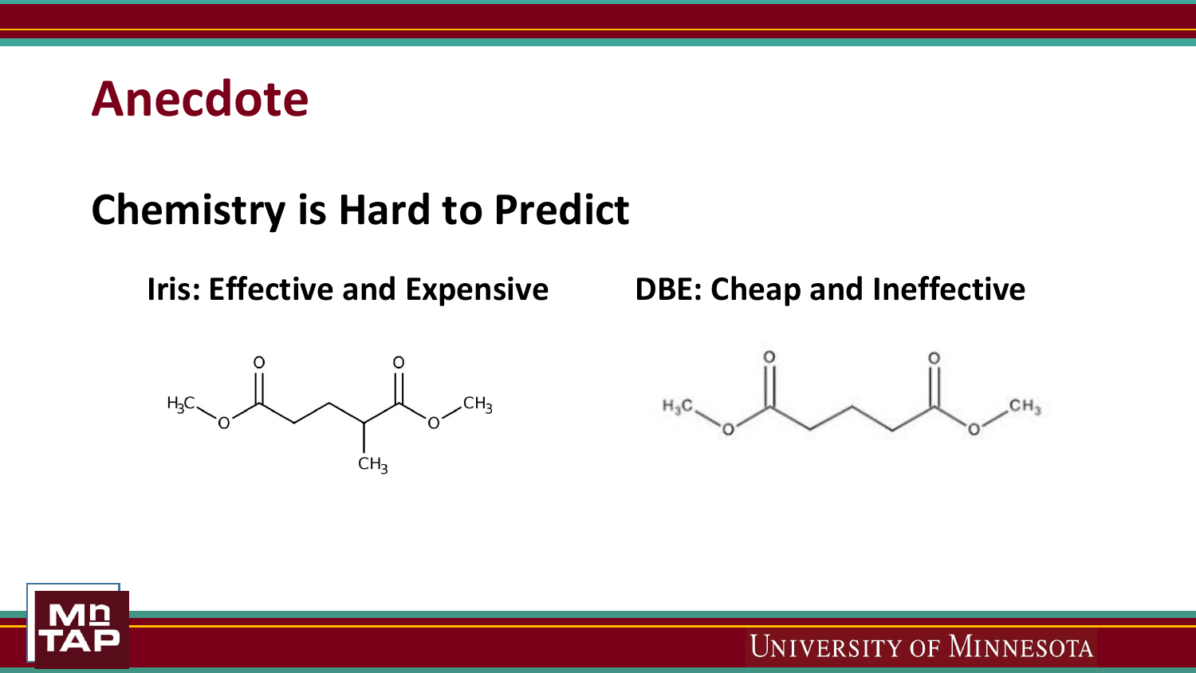# Anecdote

## Chemistry is Hard to Predict

**Iris: Effective and Expensive**

**DBE: Cheap and Ineffective**